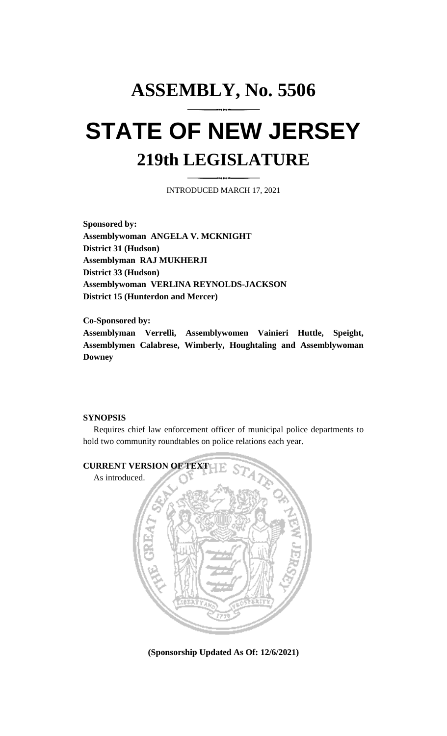# ASSEMBLY, No. 5506

# STATE OF NEW JERSEY

## 219th LEGISLATURE

INTRODUCED MARCH 17, 2021

**Sponsored by:**
**Assemblywoman ANGELA V. MCKNIGHT**
**District 31 (Hudson)**
**Assemblyman RAJ MUKHERJI**
**District 33 (Hudson)**
**Assemblywoman VERLINA REYNOLDS-JACKSON**
**District 15 (Hunterdon and Mercer)**

**Co-Sponsored by:**
**Assemblyman Verrelli, Assemblywomen Vainieri Huttle, Speight, Assemblymen Calabrese, Wimberly, Houghtaling and Assemblywoman Downey**

**SYNOPSIS**

Requires chief law enforcement officer of municipal police departments to hold two community roundtables on police relations each year.

**CURRENT VERSION OF TEXT**

As introduced.

**(Sponsorship Updated As Of: 12/6/2021)**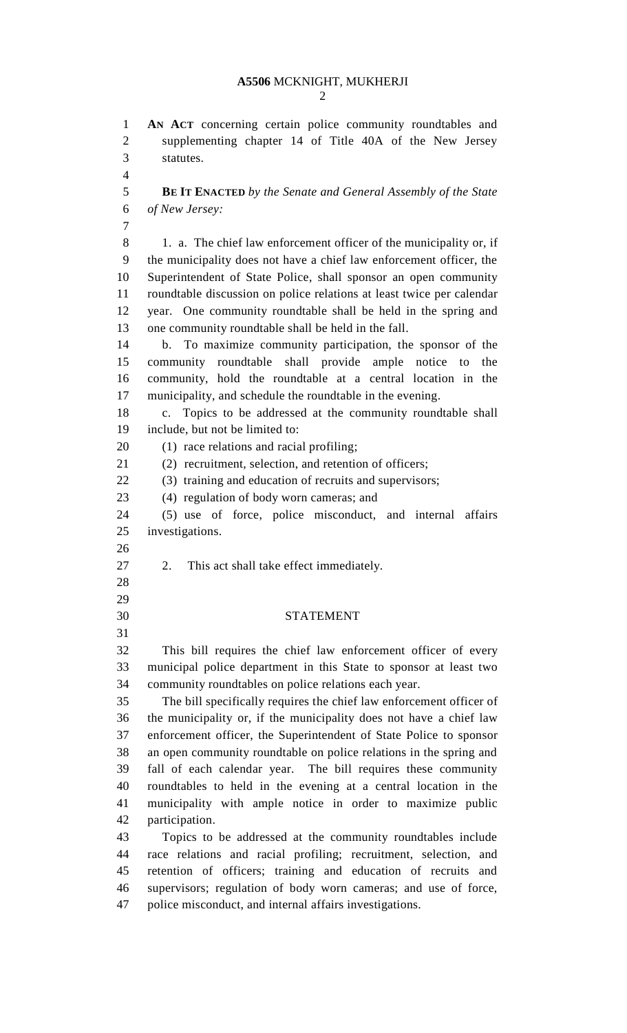**AN ACT** concerning certain police community roundtables and supplementing chapter 14 of Title 40A of the New Jersey statutes.

**BE IT ENACTED** *by the Senate and General Assembly of the State of New Jersey:*

1. a. The chief law enforcement officer of the municipality or, if the municipality does not have a chief law enforcement officer, the Superintendent of State Police, shall sponsor an open community roundtable discussion on police relations at least twice per calendar year. One community roundtable shall be held in the spring and one community roundtable shall be held in the fall.

b. To maximize community participation, the sponsor of the community roundtable shall provide ample notice to the community, hold the roundtable at a central location in the municipality, and schedule the roundtable in the evening.

c. Topics to be addressed at the community roundtable shall include, but not be limited to:

(1) race relations and racial profiling;

(2) recruitment, selection, and retention of officers;

(3) training and education of recruits and supervisors;

(4) regulation of body worn cameras; and

(5) use of force, police misconduct, and internal affairs investigations.

2. This act shall take effect immediately.

## STATEMENT

This bill requires the chief law enforcement officer of every municipal police department in this State to sponsor at least two community roundtables on police relations each year.

The bill specifically requires the chief law enforcement officer of the municipality or, if the municipality does not have a chief law enforcement officer, the Superintendent of State Police to sponsor an open community roundtable on police relations in the spring and fall of each calendar year. The bill requires these community roundtables to held in the evening at a central location in the municipality with ample notice in order to maximize public participation.

Topics to be addressed at the community roundtables include race relations and racial profiling; recruitment, selection, and retention of officers; training and education of recruits and supervisors; regulation of body worn cameras; and use of force, police misconduct, and internal affairs investigations.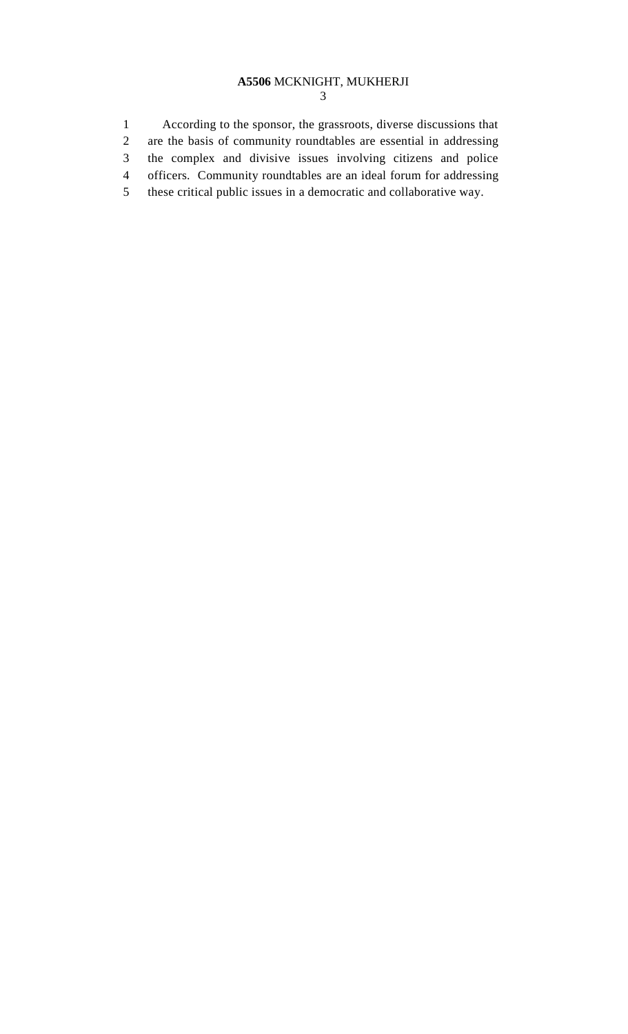According to the sponsor, the grassroots, diverse discussions that are the basis of community roundtables are essential in addressing the complex and divisive issues involving citizens and police officers. Community roundtables are an ideal forum for addressing these critical public issues in a democratic and collaborative way.